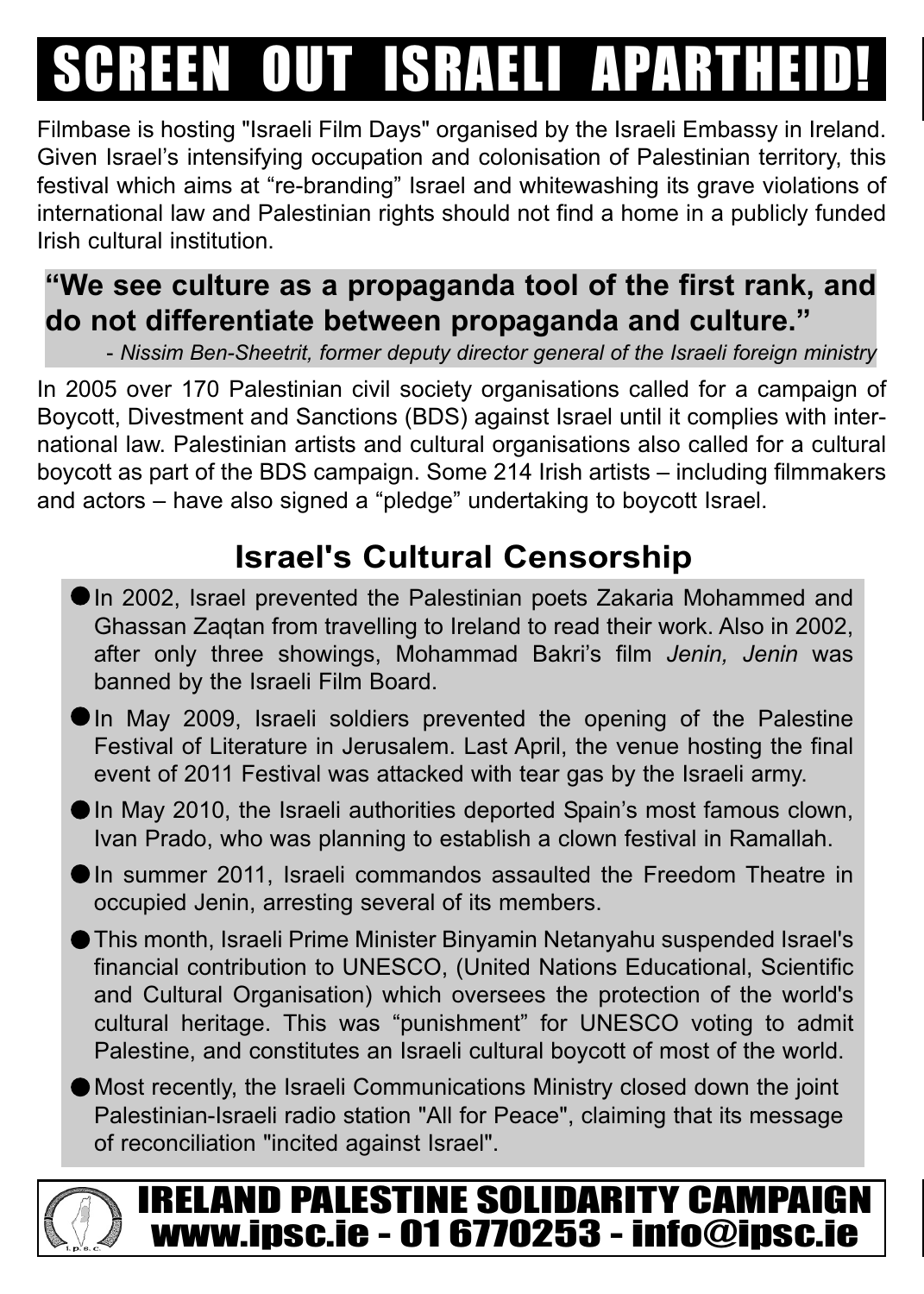# SCREEN OUT ISRAELI APARTHEID!

Filmbase is hosting "Israeli Film Days" organised by the Israeli Embassy in Ireland. Given Israel's intensifying occupation and colonisation of Palestinian territory, this festival which aims at "re-branding" Israel and whitewashing its grave violations of international law and Palestinian rights should not find a home in a publicly funded Irish cultural institution.

> **"We see culture as a propaganda tool of the first rank, and do not differentiate between propaganda and culture."**
>
> *- Nissim Ben-Sheetrit, former deputy director general of the Israeli foreign ministry*

In 2005 over 170 Palestinian civil society organisations called for a campaign of Boycott, Divestment and Sanctions (BDS) against Israel until it complies with international law. Palestinian artists and cultural organisations also called for a cultural boycott as part of the BDS campaign. Some 214 Irish artists – including filmmakers and actors – have also signed a "pledge" undertaking to boycott Israel.

## Israel's Cultural Censorship

- In 2002, Israel prevented the Palestinian poets Zakaria Mohammed and Ghassan Zaqtan from travelling to Ireland to read their work. Also in 2002, after only three showings, Mohammad Bakri's film *Jenin, Jenin* was banned by the Israeli Film Board.
- In May 2009, Israeli soldiers prevented the opening of the Palestine Festival of Literature in Jerusalem. Last April, the venue hosting the final event of 2011 Festival was attacked with tear gas by the Israeli army.
- In May 2010, the Israeli authorities deported Spain's most famous clown, Ivan Prado, who was planning to establish a clown festival in Ramallah.
- In summer 2011, Israeli commandos assaulted the Freedom Theatre in occupied Jenin, arresting several of its members.
- This month, Israeli Prime Minister Binyamin Netanyahu suspended Israel's financial contribution to UNESCO, (United Nations Educational, Scientific and Cultural Organisation) which oversees the protection of the world's cultural heritage. This was "punishment" for UNESCO voting to admit Palestine, and constitutes an Israeli cultural boycott of most of the world.
- Most recently, the Israeli Communications Ministry closed down the joint Palestinian-Israeli radio station "All for Peace", claiming that its message of reconciliation "incited against Israel".

**IRELAND PALESTINE SOLIDARITY CAMPAIGN**
**www.ipsc.ie - 01 6770253 - info@ipsc.ie**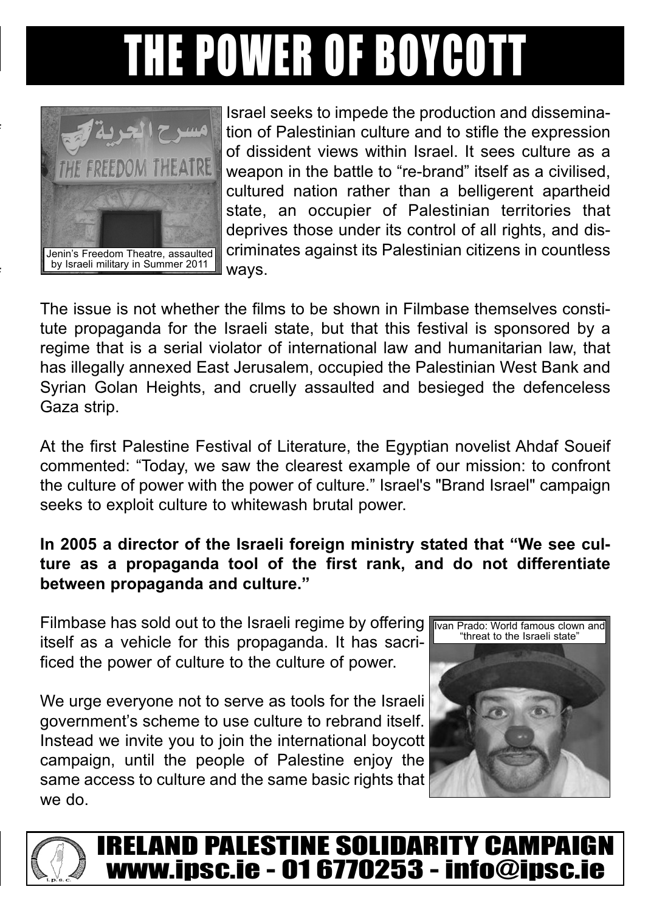# THE POWER OF BOYCOTT

Jenin's Freedom Theatre, assaulted by Israeli military in Summer 2011

Israel seeks to impede the production and dissemination of Palestinian culture and to stifle the expression of dissident views within Israel. It sees culture as a weapon in the battle to "re-brand" itself as a civilised, cultured nation rather than a belligerent apartheid state, an occupier of Palestinian territories that deprives those under its control of all rights, and discriminates against its Palestinian citizens in countless ways.

The issue is not whether the films to be shown in Filmbase themselves constitute propaganda for the Israeli state, but that this festival is sponsored by a regime that is a serial violator of international law and humanitarian law, that has illegally annexed East Jerusalem, occupied the Palestinian West Bank and Syrian Golan Heights, and cruelly assaulted and besieged the defenceless Gaza strip.

At the first Palestine Festival of Literature, the Egyptian novelist Ahdaf Soueif commented: "Today, we saw the clearest example of our mission: to confront the culture of power with the power of culture." Israel's "Brand Israel" campaign seeks to exploit culture to whitewash brutal power.

**In 2005 a director of the Israeli foreign ministry stated that "We see culture as a propaganda tool of the first rank, and do not differentiate between propaganda and culture."**

Filmbase has sold out to the Israeli regime by offering itself as a vehicle for this propaganda. It has sacrificed the power of culture to the culture of power.

Ivan Prado: World famous clown and "threat to the Israeli state"

We urge everyone not to serve as tools for the Israeli government's scheme to use culture to rebrand itself. Instead we invite you to join the international boycott campaign, until the people of Palestine enjoy the same access to culture and the same basic rights that we do.

**IRELAND PALESTINE SOLIDARITY CAMPAIGN**
**www.ipsc.ie - 01 6770253 - info@ipsc.ie**